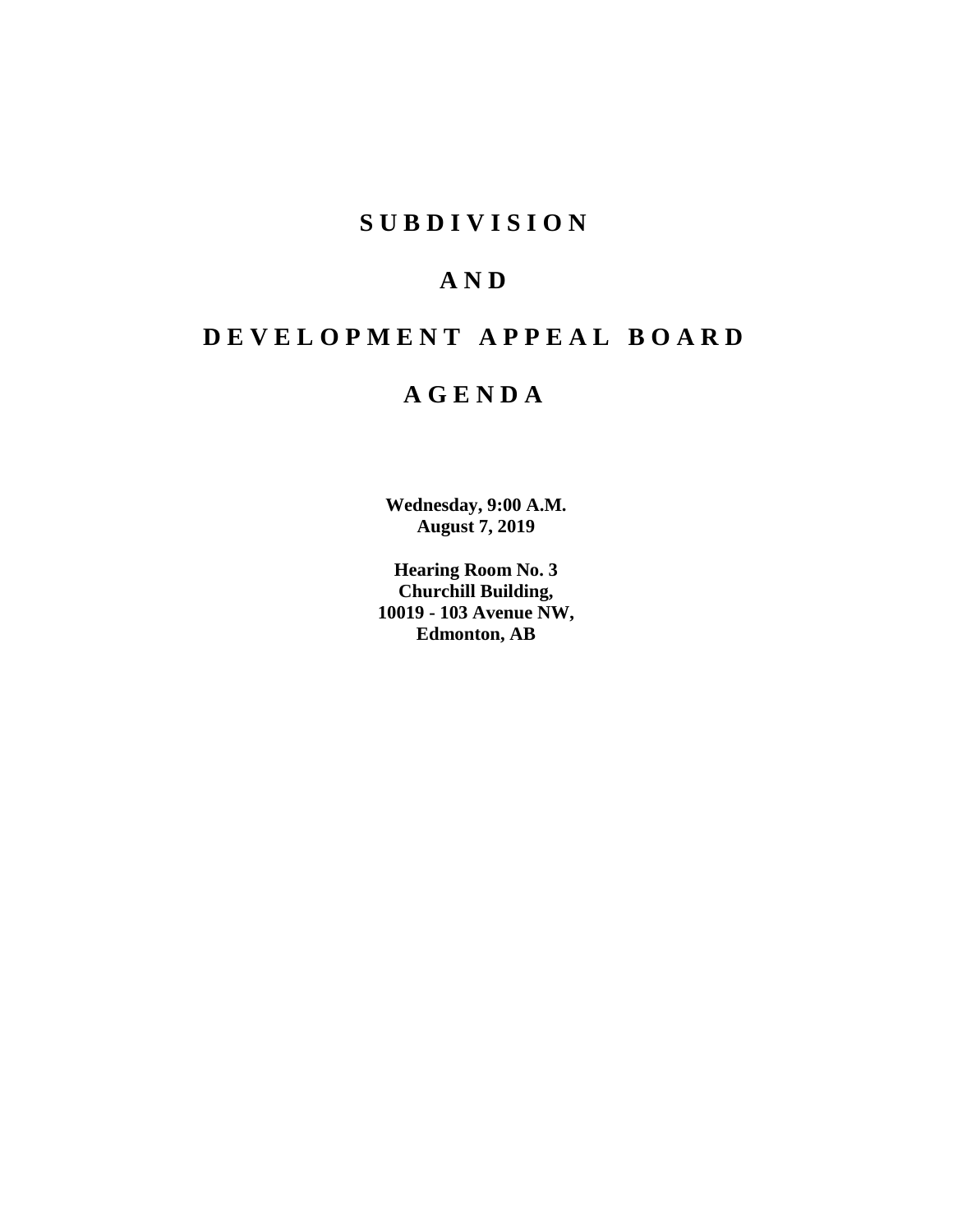# S U B D I V I S I O N

# A N D

# D E V E L O P M E N T   A P P E A L   B O A R D

# A G E N D A

**Wednesday, 9:00 A.M.**
**August 7, 2019**

**Hearing Room No. 3**
**Churchill Building,**
**10019 - 103 Avenue NW,**
**Edmonton, AB**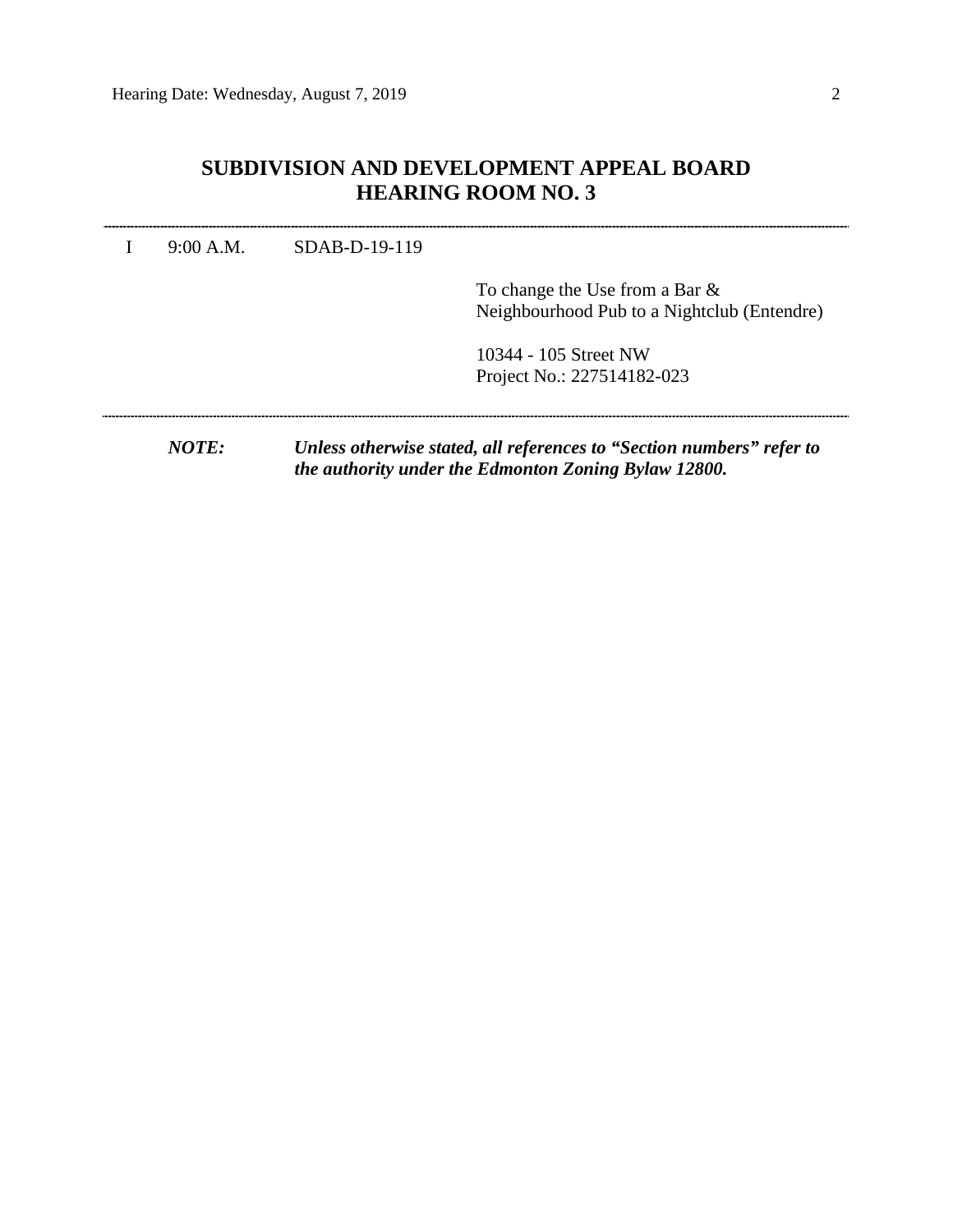# SUBDIVISION AND DEVELOPMENT APPEAL BOARD
# HEARING ROOM NO. 3

---

| | | | |
|---|---|---|---|
| I | 9:00 A.M. | SDAB-D-19-119 | |
| | | | To change the Use from a Bar & Neighbourhood Pub to a Nightclub (Entendre) |
| | | | 10344 - 105 Street NW<br>Project No.: 227514182-023 |

---

***NOTE:*** ***Unless otherwise stated, all references to "Section numbers" refer to the authority under the Edmonton Zoning Bylaw 12800.***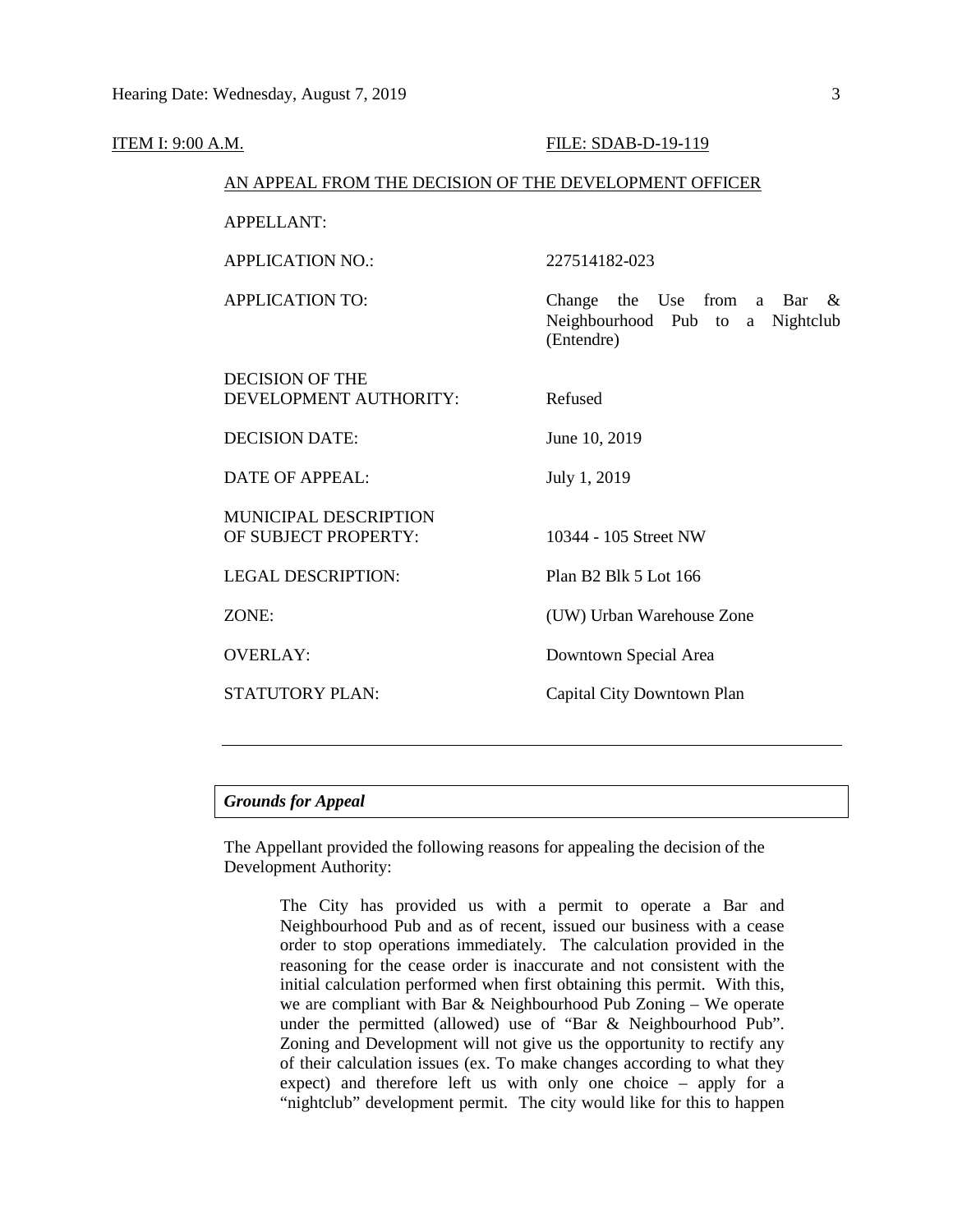ITEM I: 9:00 A.M. FILE: SDAB-D-19-119

AN APPEAL FROM THE DECISION OF THE DEVELOPMENT OFFICER

| | |
|---|---|
| APPELLANT: | |
| APPLICATION NO.: | 227514182-023 |
| APPLICATION TO: | Change the Use from a Bar & Neighbourhood Pub to a Nightclub (Entendre) |
| DECISION OF THE DEVELOPMENT AUTHORITY: | Refused |
| DECISION DATE: | June 10, 2019 |
| DATE OF APPEAL: | July 1, 2019 |
| MUNICIPAL DESCRIPTION OF SUBJECT PROPERTY: | 10344 - 105 Street NW |
| LEGAL DESCRIPTION: | Plan B2 Blk 5 Lot 166 |
| ZONE: | (UW) Urban Warehouse Zone |
| OVERLAY: | Downtown Special Area |
| STATUTORY PLAN: | Capital City Downtown Plan |

---

***Grounds for Appeal***

The Appellant provided the following reasons for appealing the decision of the Development Authority:

> The City has provided us with a permit to operate a Bar and Neighbourhood Pub and as of recent, issued our business with a cease order to stop operations immediately. The calculation provided in the reasoning for the cease order is inaccurate and not consistent with the initial calculation performed when first obtaining this permit. With this, we are compliant with Bar & Neighbourhood Pub Zoning – We operate under the permitted (allowed) use of "Bar & Neighbourhood Pub". Zoning and Development will not give us the opportunity to rectify any of their calculation issues (ex. To make changes according to what they expect) and therefore left us with only one choice – apply for a "nightclub" development permit. The city would like for this to happen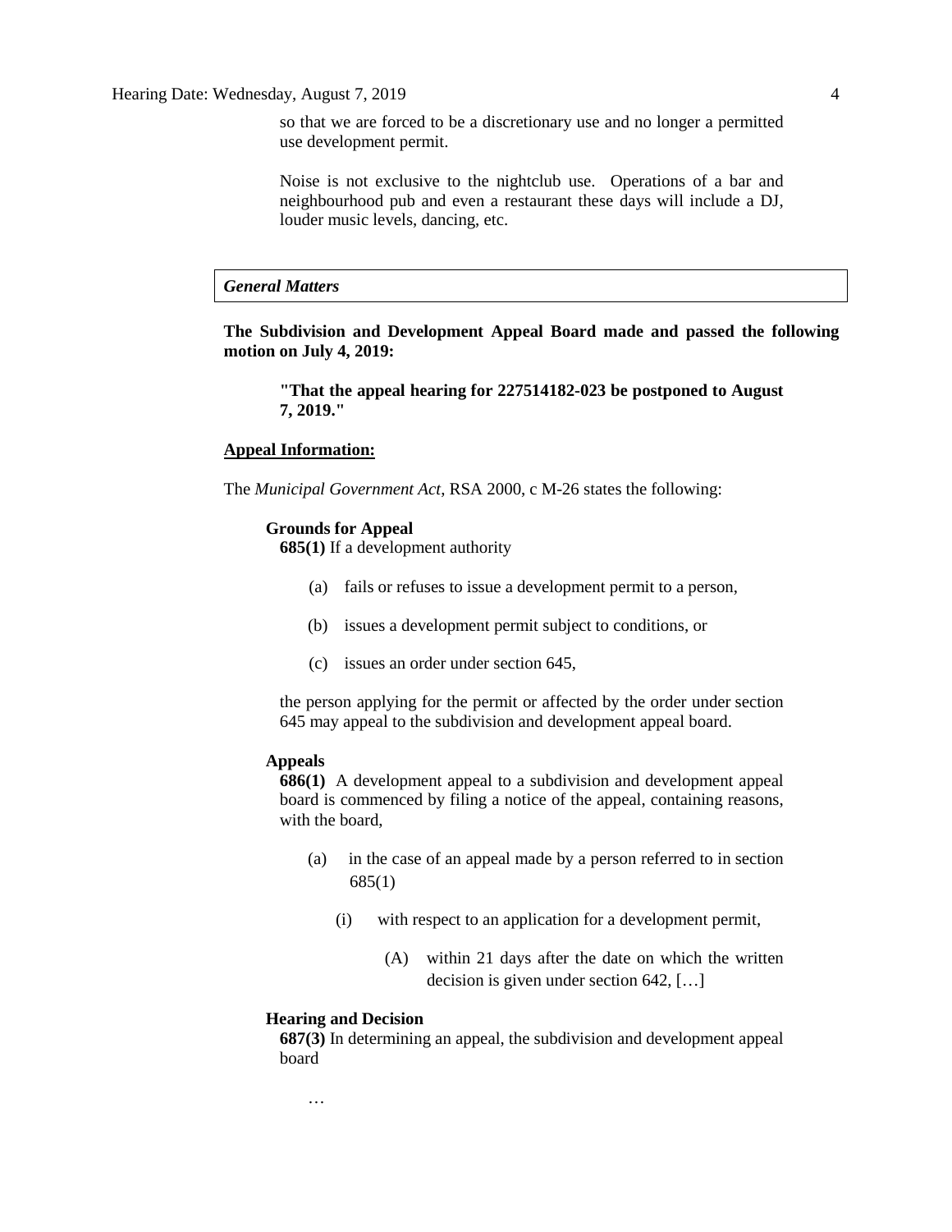so that we are forced to be a discretionary use and no longer a permitted use development permit.

Noise is not exclusive to the nightclub use. Operations of a bar and neighbourhood pub and even a restaurant these days will include a DJ, louder music levels, dancing, etc.

### *General Matters*

**The Subdivision and Development Appeal Board made and passed the following motion on July 4, 2019:**

> **"That the appeal hearing for 227514182-023 be postponed to August 7, 2019."**

**Appeal Information:**

The *Municipal Government Act*, RSA 2000, c M-26 states the following:

**Grounds for Appeal**
**685(1)** If a development authority

(a) fails or refuses to issue a development permit to a person,

(b) issues a development permit subject to conditions, or

(c) issues an order under section 645,

the person applying for the permit or affected by the order under section 645 may appeal to the subdivision and development appeal board.

**Appeals**
**686(1)** A development appeal to a subdivision and development appeal board is commenced by filing a notice of the appeal, containing reasons, with the board,

(a) in the case of an appeal made by a person referred to in section 685(1)

(i) with respect to an application for a development permit,

(A) within 21 days after the date on which the written decision is given under section 642, […]

**Hearing and Decision**
**687(3)** In determining an appeal, the subdivision and development appeal board

…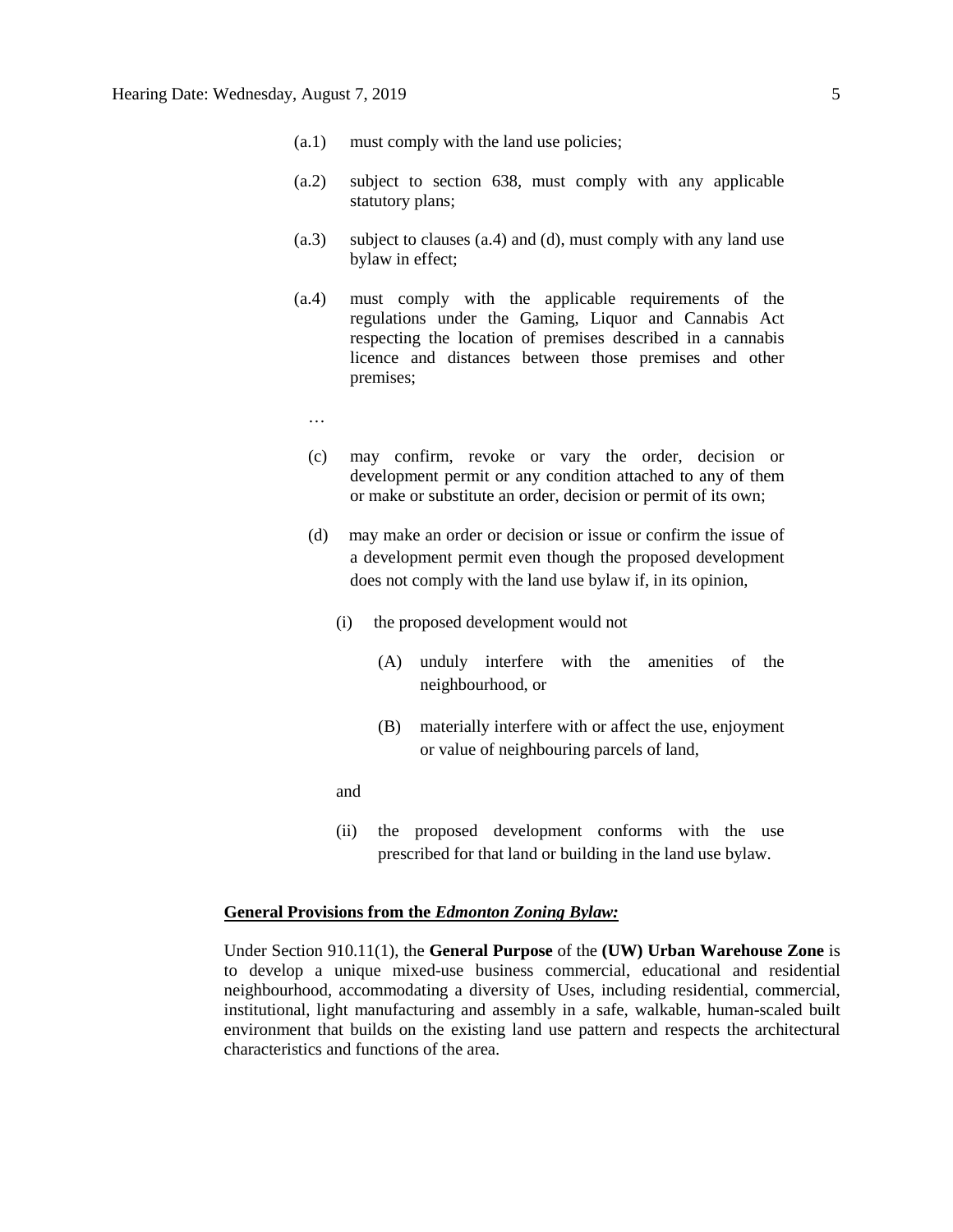(a.1) must comply with the land use policies;

(a.2) subject to section 638, must comply with any applicable statutory plans;

(a.3) subject to clauses (a.4) and (d), must comply with any land use bylaw in effect;

(a.4) must comply with the applicable requirements of the regulations under the Gaming, Liquor and Cannabis Act respecting the location of premises described in a cannabis licence and distances between those premises and other premises;

…

(c) may confirm, revoke or vary the order, decision or development permit or any condition attached to any of them or make or substitute an order, decision or permit of its own;

(d) may make an order or decision or issue or confirm the issue of a development permit even though the proposed development does not comply with the land use bylaw if, in its opinion,

(i) the proposed development would not

(A) unduly interfere with the amenities of the neighbourhood, or

(B) materially interfere with or affect the use, enjoyment or value of neighbouring parcels of land,

and

(ii) the proposed development conforms with the use prescribed for that land or building in the land use bylaw.

**General Provisions from the *Edmonton Zoning Bylaw:***

Under Section 910.11(1), the **General Purpose** of the **(UW) Urban Warehouse Zone** is to develop a unique mixed-use business commercial, educational and residential neighbourhood, accommodating a diversity of Uses, including residential, commercial, institutional, light manufacturing and assembly in a safe, walkable, human-scaled built environment that builds on the existing land use pattern and respects the architectural characteristics and functions of the area.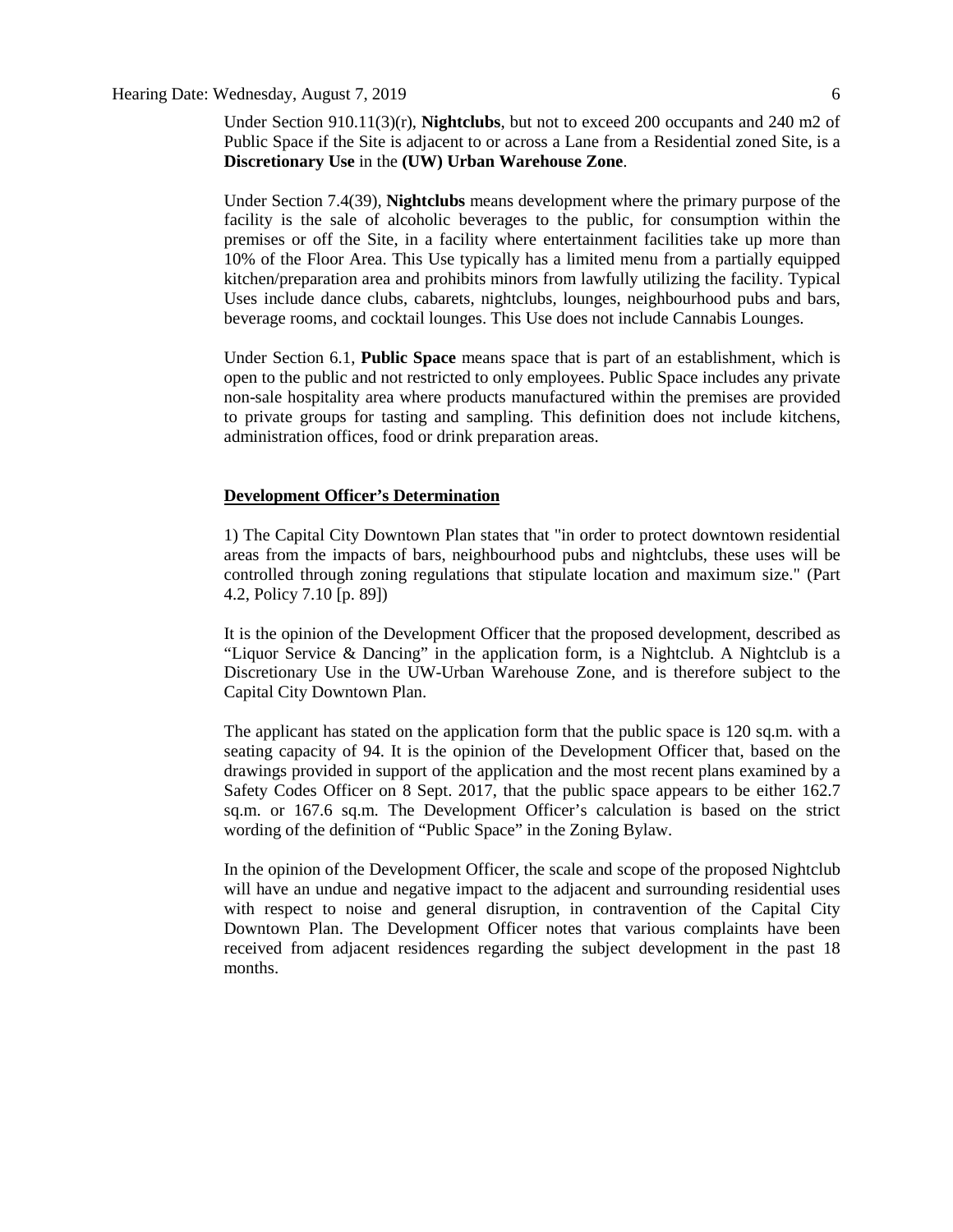Under Section 910.11(3)(r), **Nightclubs**, but not to exceed 200 occupants and 240 m2 of Public Space if the Site is adjacent to or across a Lane from a Residential zoned Site, is a **Discretionary Use** in the **(UW) Urban Warehouse Zone**.

Under Section 7.4(39), **Nightclubs** means development where the primary purpose of the facility is the sale of alcoholic beverages to the public, for consumption within the premises or off the Site, in a facility where entertainment facilities take up more than 10% of the Floor Area. This Use typically has a limited menu from a partially equipped kitchen/preparation area and prohibits minors from lawfully utilizing the facility. Typical Uses include dance clubs, cabarets, nightclubs, lounges, neighbourhood pubs and bars, beverage rooms, and cocktail lounges. This Use does not include Cannabis Lounges.

Under Section 6.1, **Public Space** means space that is part of an establishment, which is open to the public and not restricted to only employees. Public Space includes any private non-sale hospitality area where products manufactured within the premises are provided to private groups for tasting and sampling. This definition does not include kitchens, administration offices, food or drink preparation areas.

**Development Officer's Determination**

1) The Capital City Downtown Plan states that "in order to protect downtown residential areas from the impacts of bars, neighbourhood pubs and nightclubs, these uses will be controlled through zoning regulations that stipulate location and maximum size." (Part 4.2, Policy 7.10 [p. 89])

It is the opinion of the Development Officer that the proposed development, described as "Liquor Service & Dancing" in the application form, is a Nightclub. A Nightclub is a Discretionary Use in the UW-Urban Warehouse Zone, and is therefore subject to the Capital City Downtown Plan.

The applicant has stated on the application form that the public space is 120 sq.m. with a seating capacity of 94. It is the opinion of the Development Officer that, based on the drawings provided in support of the application and the most recent plans examined by a Safety Codes Officer on 8 Sept. 2017, that the public space appears to be either 162.7 sq.m. or 167.6 sq.m. The Development Officer's calculation is based on the strict wording of the definition of "Public Space" in the Zoning Bylaw.

In the opinion of the Development Officer, the scale and scope of the proposed Nightclub will have an undue and negative impact to the adjacent and surrounding residential uses with respect to noise and general disruption, in contravention of the Capital City Downtown Plan. The Development Officer notes that various complaints have been received from adjacent residences regarding the subject development in the past 18 months.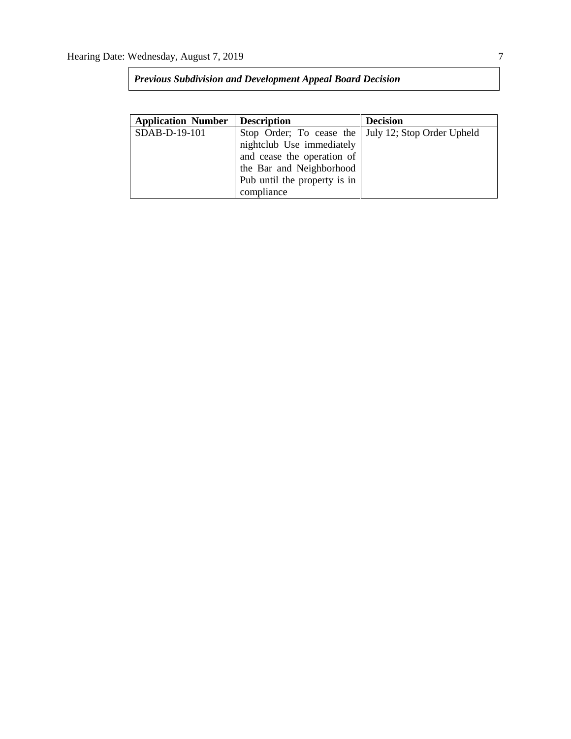***Previous Subdivision and Development Appeal Board Decision***

| Application Number | Description | Decision |
| --- | --- | --- |
| SDAB-D-19-101 | Stop Order; To cease the nightclub Use immediately and cease the operation of the Bar and Neighborhood Pub until the property is in compliance | July 12; Stop Order Upheld |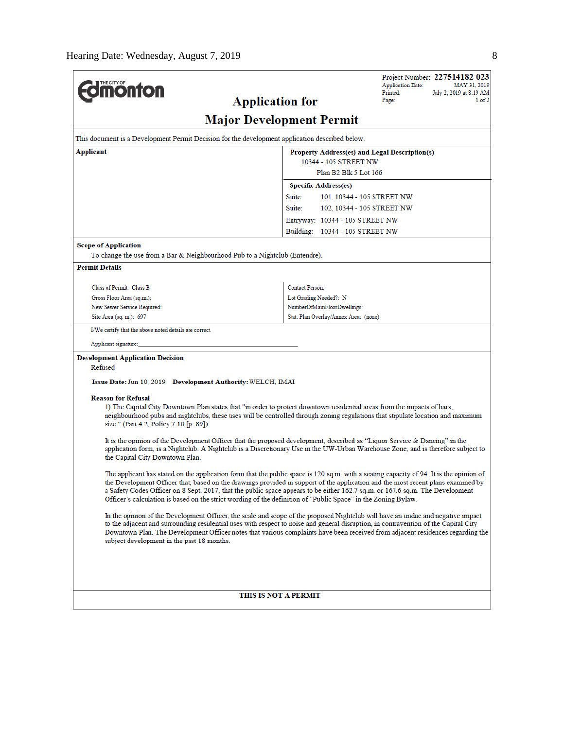**Edmonton** (The City of)

Project Number: **227514182-023**
Application Date: MAY 31, 2019
Printed: July 2, 2019 at 8:19 AM
Page: 1 of 2

# Application for Major Development Permit

This document is a Development Permit Decision for the development application described below.

| Applicant | Property Address(es) and Legal Description(s) |
|---|---|
| | 10344 - 105 STREET NW<br>Plan B2 Blk 5 Lot 166 |
| | **Specific Address(es)**<br>Suite: 101, 10344 - 105 STREET NW<br>Suite: 102, 10344 - 105 STREET NW<br>Entryway: 10344 - 105 STREET NW<br>Building: 10344 - 105 STREET NW |

**Scope of Application**

To change the use from a Bar & Neighbourhood Pub to a Nightclub (Entendre).

**Permit Details**

| | |
|---|---|
| Class of Permit: Class B | Contact Person: |
| Gross Floor Area (sq.m.): | Lot Grading Needed?: N |
| New Sewer Service Required: | NumberOfMainFloorDwellings: |
| Site Area (sq. m.): 697 | Stat. Plan Overlay/Annex Area: (none) |

I/We certify that the above noted details are correct.

Applicant signature: ____________________

**Development Application Decision**

Refused

**Issue Date:** Jun 10, 2019 **Development Authority:** WELCH, IMAI

**Reason for Refusal**

1) The Capital City Downtown Plan states that "in order to protect downtown residential areas from the impacts of bars, neighbourhood pubs and nightclubs, these uses will be controlled through zoning regulations that stipulate location and maximum size." (Part 4.2, Policy 7.10 [p. 89])

It is the opinion of the Development Officer that the proposed development, described as "Liquor Service & Dancing" in the application form, is a Nightclub. A Nightclub is a Discretionary Use in the UW-Urban Warehouse Zone, and is therefore subject to the Capital City Downtown Plan.

The applicant has stated on the application form that the public space is 120 sq.m. with a seating capacity of 94. It is the opinion of the Development Officer that, based on the drawings provided in support of the application and the most recent plans examined by a Safety Codes Officer on 8 Sept. 2017, that the public space appears to be either 162.7 sq.m. or 167.6 sq.m. The Development Officer's calculation is based on the strict wording of the definition of "Public Space" in the Zoning Bylaw.

In the opinion of the Development Officer, the scale and scope of the proposed Nightclub will have an undue and negative impact to the adjacent and surrounding residential uses with respect to noise and general disruption, in contravention of the Capital City Downtown Plan. The Development Officer notes that various complaints have been received from adjacent residences regarding the subject development in the past 18 months.

**THIS IS NOT A PERMIT**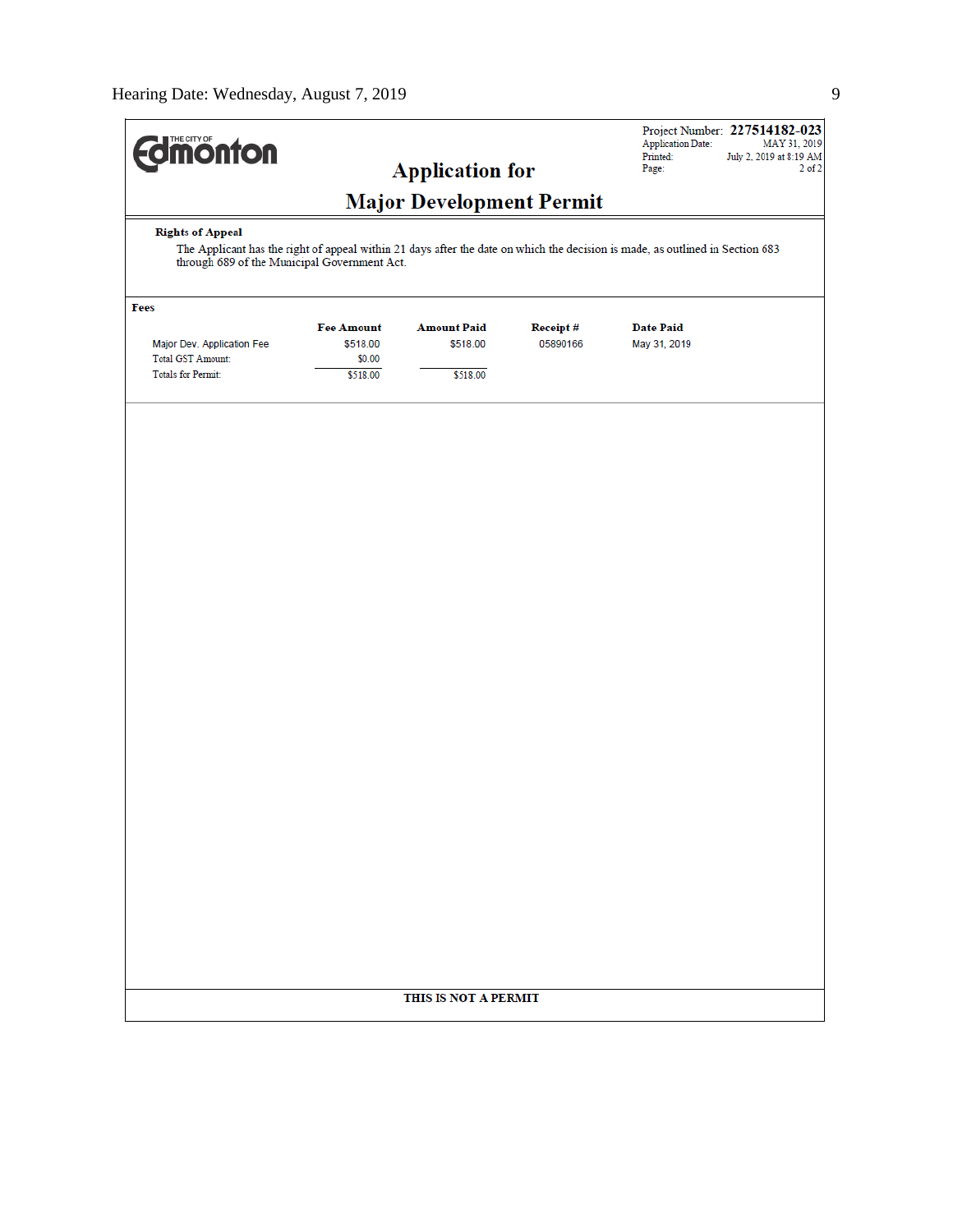THE CITY OF Edmonton

# Application for Major Development Permit

Project Number: **227514182-023**
Application Date: MAY 31, 2019
Printed: July 2, 2019 at 8:19 AM
Page: 2 of 2

**Rights of Appeal**

The Applicant has the right of appeal within 21 days after the date on which the decision is made, as outlined in Section 683 through 689 of the Municipal Government Act.

**Fees**

| | Fee Amount | Amount Paid | Receipt # | Date Paid |
|---|---|---|---|---|
| Major Dev. Application Fee | $518.00 | $518.00 | 05890166 | May 31, 2019 |
| Total GST Amount: | $0.00 | | | |
| Totals for Permit: | $518.00 | $518.00 | | |

**THIS IS NOT A PERMIT**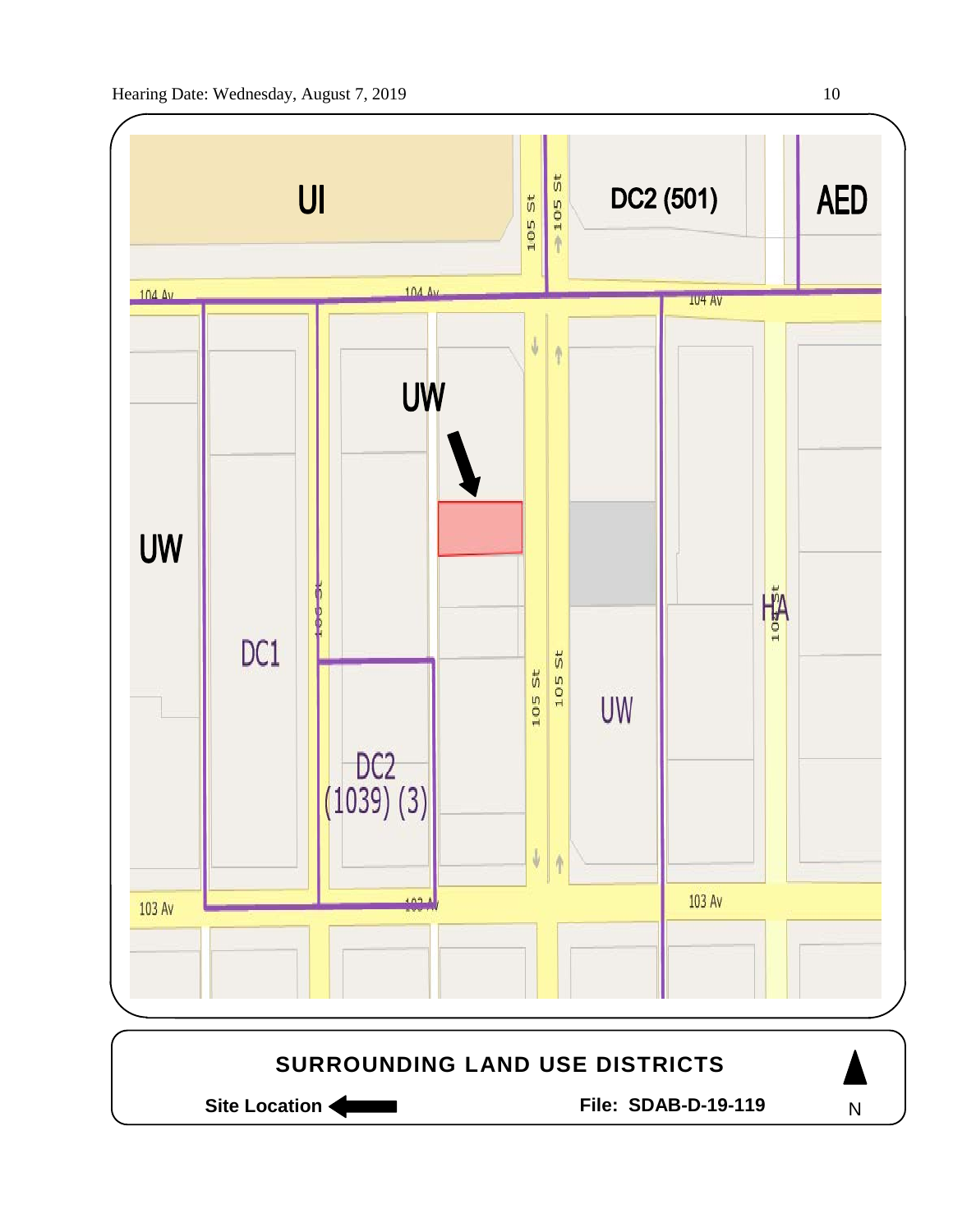UI

105 St

105 St

DC2 (501)

AED

104 Av

104 Av

104 Av

UW

UW

DC1

106 St

DC2 (1039) (3)

105 St

105 St

UW

HA

104 St

103 Av

103 Av

103 Av

**SURROUNDING LAND USE DISTRICTS**

**Site Location**

**File: SDAB-D-19-119**

N